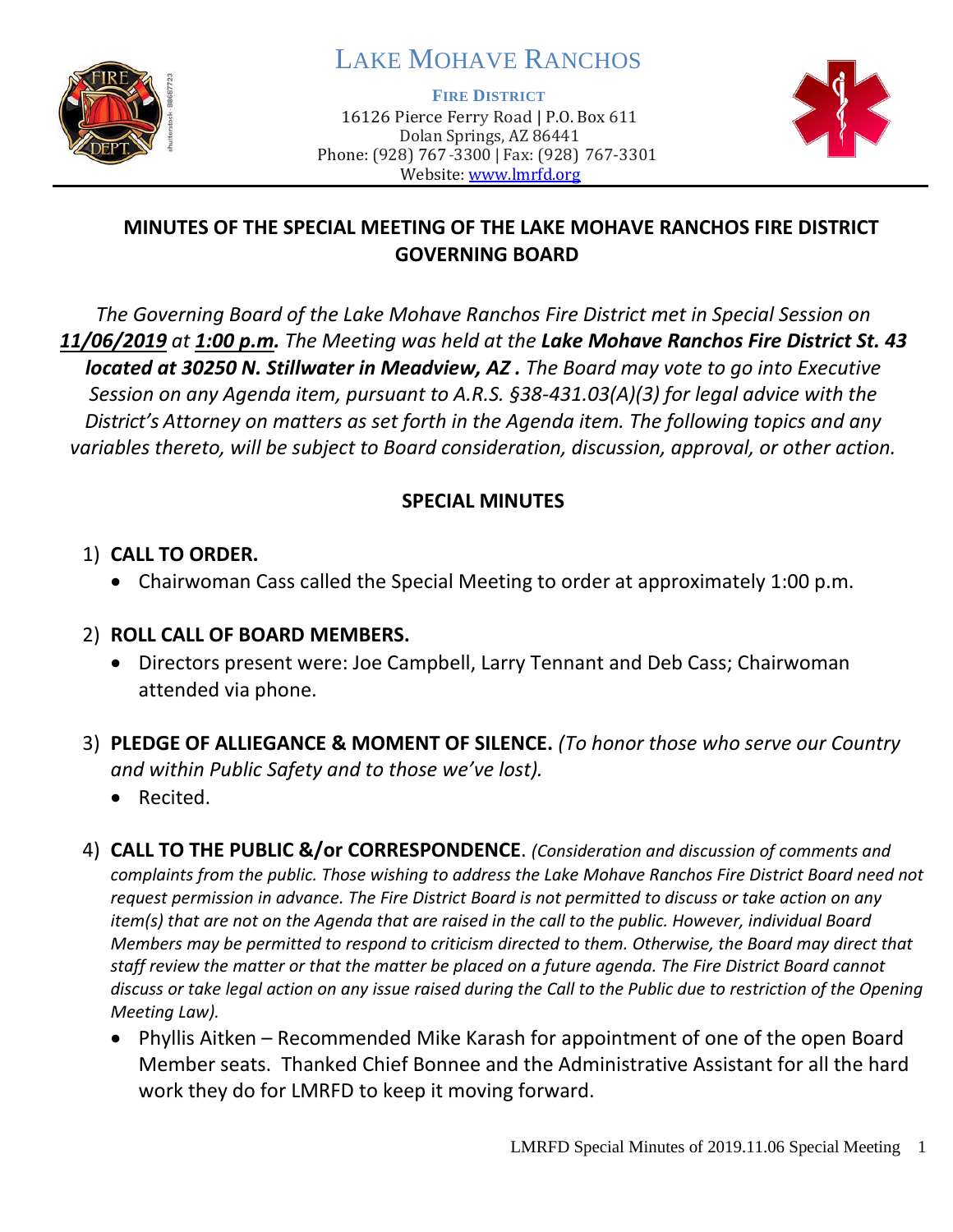# LAKE MOHAVE RANCHOS

**FIRE DISTRICT**
16126 Pierce Ferry Road | P.O. Box 611
Dolan Springs, AZ 86441
Phone: (928) 767-3300 | Fax: (928) 767-3301
Website: www.lmrfd.org

## MINUTES OF THE SPECIAL MEETING OF THE LAKE MOHAVE RANCHOS FIRE DISTRICT GOVERNING BOARD

*The Governing Board of the Lake Mohave Ranchos Fire District met in Special Session on **11/06/2019** at **1:00 p.m.** The Meeting was held at the **Lake Mohave Ranchos Fire District St. 43 located at 30250 N. Stillwater in Meadview, AZ .** The Board may vote to go into Executive Session on any Agenda item, pursuant to A.R.S. §38-431.03(A)(3) for legal advice with the District's Attorney on matters as set forth in the Agenda item. The following topics and any variables thereto, will be subject to Board consideration, discussion, approval, or other action.*

## SPECIAL MINUTES

1) **CALL TO ORDER.**
   - Chairwoman Cass called the Special Meeting to order at approximately 1:00 p.m.

2) **ROLL CALL OF BOARD MEMBERS.**
   - Directors present were: Joe Campbell, Larry Tennant and Deb Cass; Chairwoman attended via phone.

3) **PLEDGE OF ALLIEGANCE & MOMENT OF SILENCE.** *(To honor those who serve our Country and within Public Safety and to those we've lost).*
   - Recited.

4) **CALL TO THE PUBLIC &/or CORRESPONDENCE**. *(Consideration and discussion of comments and complaints from the public. Those wishing to address the Lake Mohave Ranchos Fire District Board need not request permission in advance. The Fire District Board is not permitted to discuss or take action on any item(s) that are not on the Agenda that are raised in the call to the public. However, individual Board Members may be permitted to respond to criticism directed to them. Otherwise, the Board may direct that staff review the matter or that the matter be placed on a future agenda. The Fire District Board cannot discuss or take legal action on any issue raised during the Call to the Public due to restriction of the Opening Meeting Law).*
   - Phyllis Aitken – Recommended Mike Karash for appointment of one of the open Board Member seats. Thanked Chief Bonnee and the Administrative Assistant for all the hard work they do for LMRFD to keep it moving forward.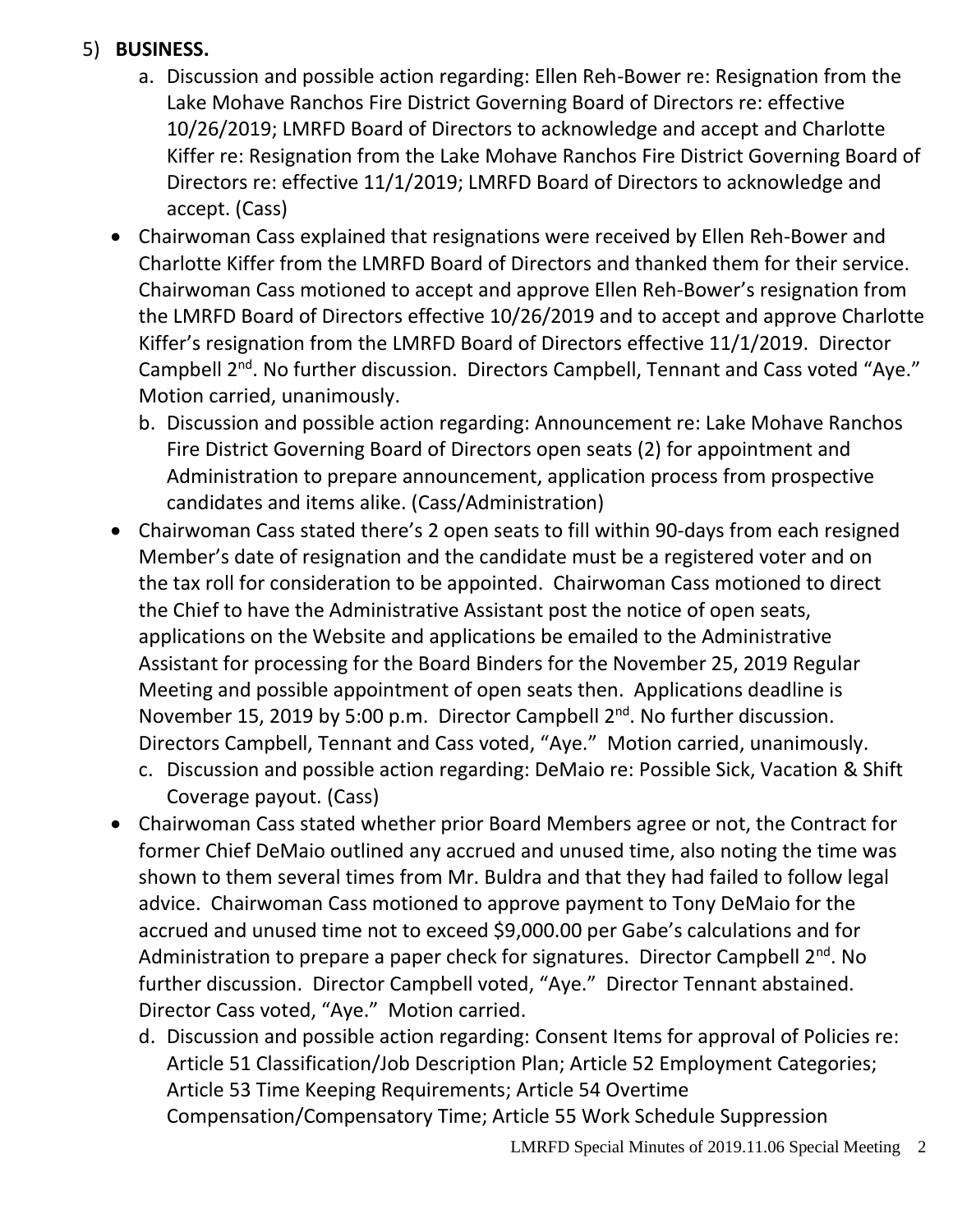5) **BUSINESS.**

   a. Discussion and possible action regarding: Ellen Reh-Bower re: Resignation from the Lake Mohave Ranchos Fire District Governing Board of Directors re: effective 10/26/2019; LMRFD Board of Directors to acknowledge and accept and Charlotte Kiffer re: Resignation from the Lake Mohave Ranchos Fire District Governing Board of Directors re: effective 11/1/2019; LMRFD Board of Directors to acknowledge and accept. (Cass)

- Chairwoman Cass explained that resignations were received by Ellen Reh-Bower and Charlotte Kiffer from the LMRFD Board of Directors and thanked them for their service. Chairwoman Cass motioned to accept and approve Ellen Reh-Bower's resignation from the LMRFD Board of Directors effective 10/26/2019 and to accept and approve Charlotte Kiffer's resignation from the LMRFD Board of Directors effective 11/1/2019. Director Campbell 2nd. No further discussion. Directors Campbell, Tennant and Cass voted "Aye." Motion carried, unanimously.

   b. Discussion and possible action regarding: Announcement re: Lake Mohave Ranchos Fire District Governing Board of Directors open seats (2) for appointment and Administration to prepare announcement, application process from prospective candidates and items alike. (Cass/Administration)

- Chairwoman Cass stated there's 2 open seats to fill within 90-days from each resigned Member's date of resignation and the candidate must be a registered voter and on the tax roll for consideration to be appointed. Chairwoman Cass motioned to direct the Chief to have the Administrative Assistant post the notice of open seats, applications on the Website and applications be emailed to the Administrative Assistant for processing for the Board Binders for the November 25, 2019 Regular Meeting and possible appointment of open seats then. Applications deadline is November 15, 2019 by 5:00 p.m. Director Campbell 2nd. No further discussion. Directors Campbell, Tennant and Cass voted, "Aye." Motion carried, unanimously.

   c. Discussion and possible action regarding: DeMaio re: Possible Sick, Vacation & Shift Coverage payout. (Cass)

- Chairwoman Cass stated whether prior Board Members agree or not, the Contract for former Chief DeMaio outlined any accrued and unused time, also noting the time was shown to them several times from Mr. Buldra and that they had failed to follow legal advice. Chairwoman Cass motioned to approve payment to Tony DeMaio for the accrued and unused time not to exceed $9,000.00 per Gabe's calculations and for Administration to prepare a paper check for signatures. Director Campbell 2nd. No further discussion. Director Campbell voted, "Aye." Director Tennant abstained. Director Cass voted, "Aye." Motion carried.

   d. Discussion and possible action regarding: Consent Items for approval of Policies re: Article 51 Classification/Job Description Plan; Article 52 Employment Categories; Article 53 Time Keeping Requirements; Article 54 Overtime Compensation/Compensatory Time; Article 55 Work Schedule Suppression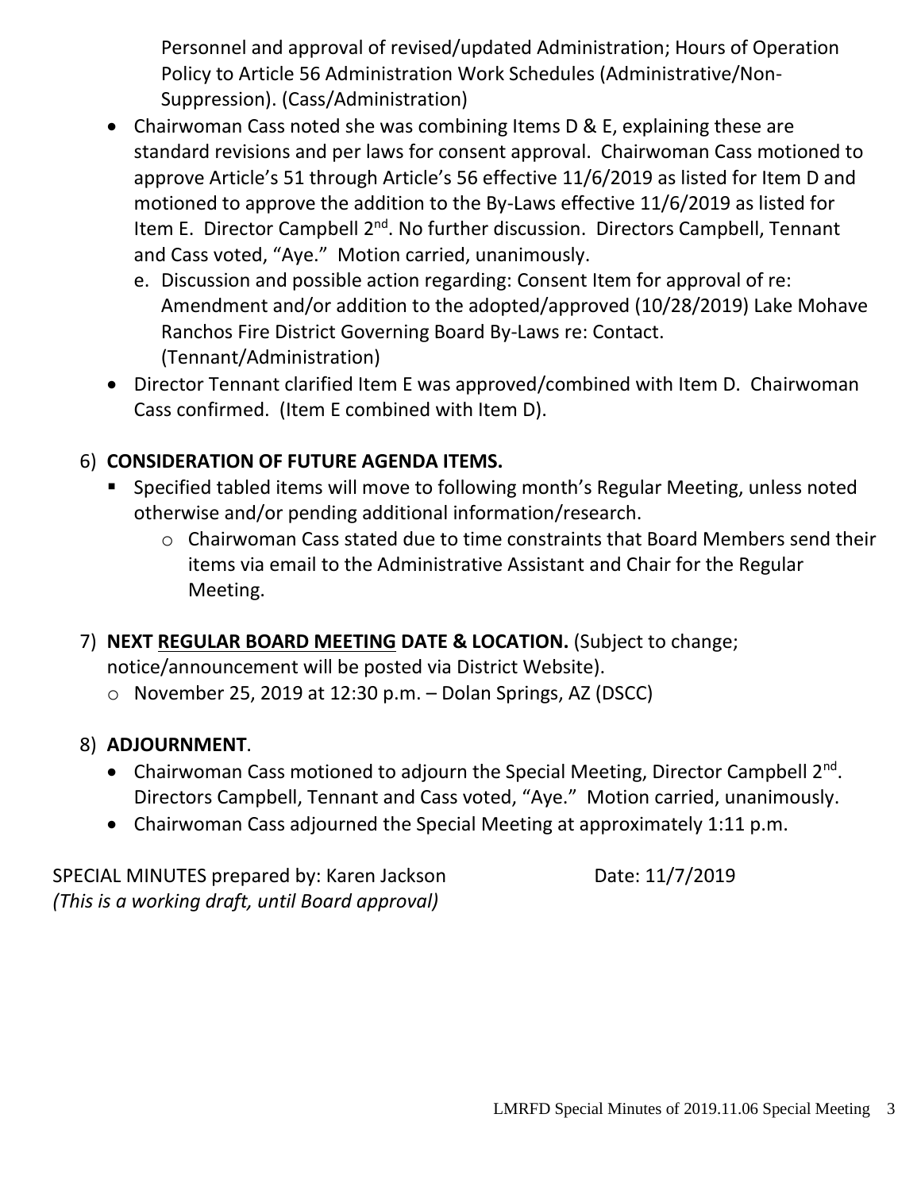Personnel and approval of revised/updated Administration; Hours of Operation Policy to Article 56 Administration Work Schedules (Administrative/Non-Suppression). (Cass/Administration)

- Chairwoman Cass noted she was combining Items D & E, explaining these are standard revisions and per laws for consent approval. Chairwoman Cass motioned to approve Article's 51 through Article's 56 effective 11/6/2019 as listed for Item D and motioned to approve the addition to the By-Laws effective 11/6/2019 as listed for Item E. Director Campbell 2nd. No further discussion. Directors Campbell, Tennant and Cass voted, "Aye." Motion carried, unanimously.

   e. Discussion and possible action regarding: Consent Item for approval of re: Amendment and/or addition to the adopted/approved (10/28/2019) Lake Mohave Ranchos Fire District Governing Board By-Laws re: Contact. (Tennant/Administration)

- Director Tennant clarified Item E was approved/combined with Item D. Chairwoman Cass confirmed. (Item E combined with Item D).

6) **CONSIDERATION OF FUTURE AGENDA ITEMS.**
   - Specified tabled items will move to following month's Regular Meeting, unless noted otherwise and/or pending additional information/research.
     - Chairwoman Cass stated due to time constraints that Board Members send their items via email to the Administrative Assistant and Chair for the Regular Meeting.

7) **NEXT REGULAR BOARD MEETING DATE & LOCATION.** (Subject to change; notice/announcement will be posted via District Website).
   - November 25, 2019 at 12:30 p.m. – Dolan Springs, AZ (DSCC)

8) **ADJOURNMENT**.
   - Chairwoman Cass motioned to adjourn the Special Meeting, Director Campbell 2nd. Directors Campbell, Tennant and Cass voted, "Aye." Motion carried, unanimously.
   - Chairwoman Cass adjourned the Special Meeting at approximately 1:11 p.m.

SPECIAL MINUTES prepared by: Karen Jackson Date: 11/7/2019
*(This is a working draft, until Board approval)*